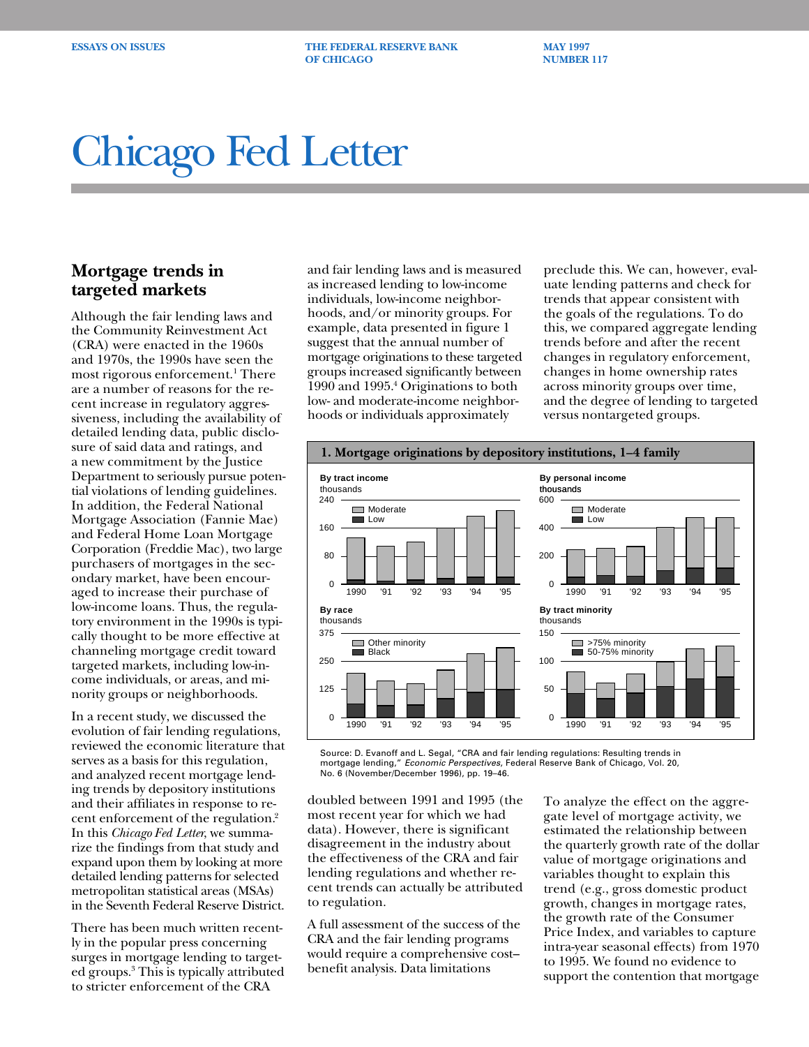ESSAYS ON ISSUES | THE FEDERAL RESERVE BANK OF CHICAGO | MAY 1997 NUMBER 117

# Chicago Fed Letter

## Mortgage trends in targeted markets

Although the fair lending laws and the Community Reinvestment Act (CRA) were enacted in the 1960s and 1970s, the 1990s have seen the most rigorous enforcement.[1] There are a number of reasons for the recent increase in regulatory aggressiveness, including the availability of detailed lending data, public disclosure of said data and ratings, and a new commitment by the Justice Department to seriously pursue potential violations of lending guidelines. In addition, the Federal National Mortgage Association (Fannie Mae) and Federal Home Loan Mortgage Corporation (Freddie Mac), two large purchasers of mortgages in the secondary market, have been encouraged to increase their purchase of low-income loans. Thus, the regulatory environment in the 1990s is typically thought to be more effective at channeling mortgage credit toward targeted markets, including low-income individuals, or areas, and minority groups or neighborhoods.

In a recent study, we discussed the evolution of fair lending regulations, reviewed the economic literature that serves as a basis for this regulation, and analyzed recent mortgage lending trends by depository institutions and their affiliates in response to recent enforcement of the regulation.[2] In this *Chicago Fed Letter*, we summarize the findings from that study and expand upon them by looking at more detailed lending patterns for selected metropolitan statistical areas (MSAs) in the Seventh Federal Reserve District.

There has been much written recently in the popular press concerning surges in mortgage lending to targeted groups.[3] This is typically attributed to stricter enforcement of the CRA and fair lending laws and is measured as increased lending to low-income individuals, low-income neighborhoods, and/or minority groups. For example, data presented in figure 1 suggest that the annual number of mortgage originations to these targeted groups increased significantly between 1990 and 1995.[4] Originations to both low- and moderate-income neighborhoods or individuals approximately doubled between 1991 and 1995 (the most recent year for which we had data). However, there is significant disagreement in the industry about the effectiveness of the CRA and fair lending regulations and whether recent trends can actually be attributed to regulation.

A full assessment of the success of the CRA and the fair lending programs would require a comprehensive cost–benefit analysis. Data limitations preclude this. We can, however, evaluate lending patterns and check for trends that appear consistent with the goals of the regulations. To do this, we compared aggregate lending trends before and after the recent changes in regulatory enforcement, changes in home ownership rates across minority groups over time, and the degree of lending to targeted versus nontargeted groups.

**1. Mortgage originations by depository institutions, 1–4 family**

Source: D. Evanoff and L. Segal, "CRA and fair lending regulations: Resulting trends in mortgage lending," *Economic Perspectives*, Federal Reserve Bank of Chicago, Vol. 20, No. 6 (November/December 1996), pp. 19–46.

To analyze the effect on the aggregate level of mortgage activity, we estimated the relationship between the quarterly growth rate of the dollar value of mortgage originations and variables thought to explain this trend (e.g., gross domestic product growth, changes in mortgage rates, the growth rate of the Consumer Price Index, and variables to capture intra-year seasonal effects) from 1970 to 1995. We found no evidence to support the contention that mortgage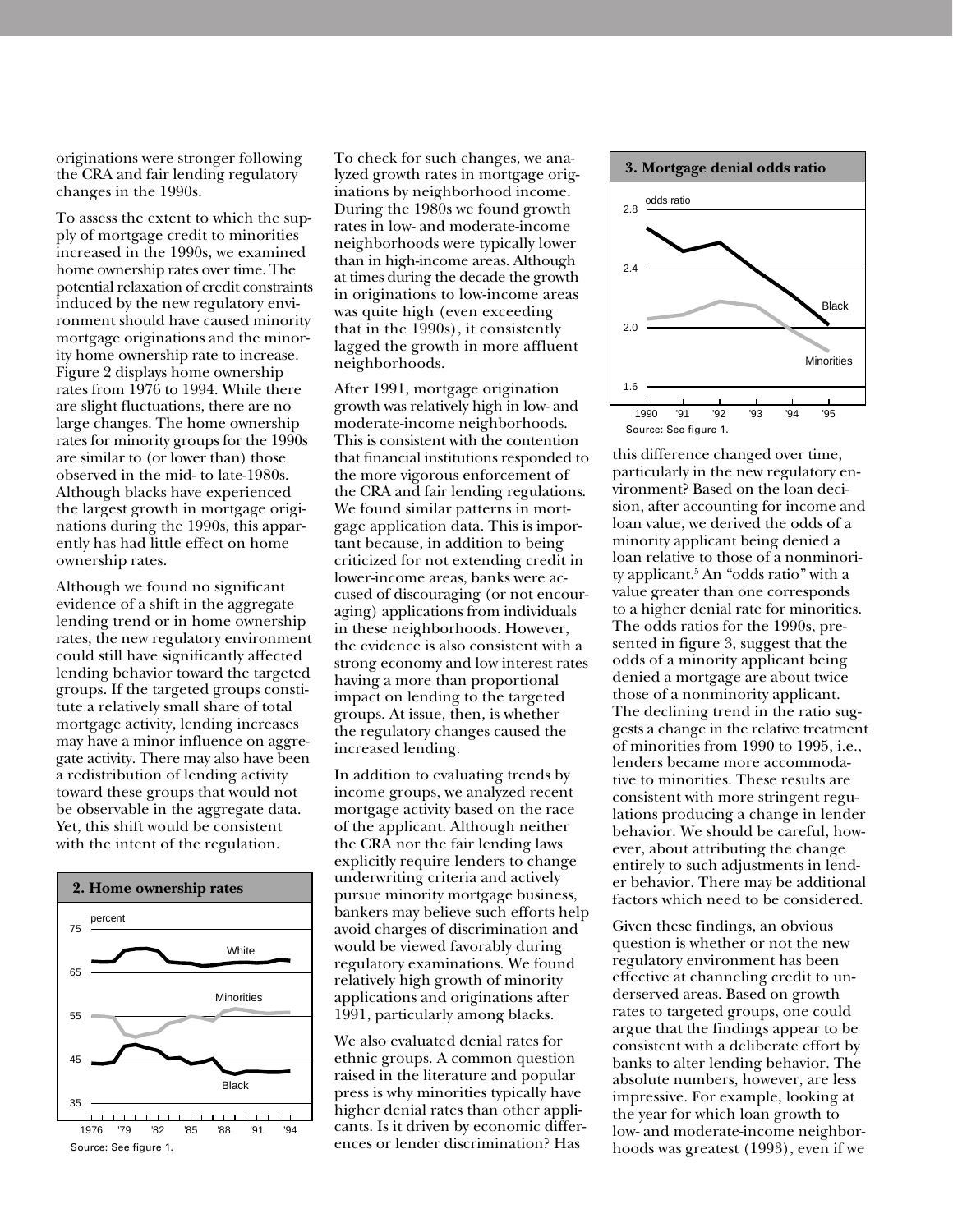originations were stronger following the CRA and fair lending regulatory changes in the 1990s.

To assess the extent to which the supply of mortgage credit to minorities increased in the 1990s, we examined home ownership rates over time. The potential relaxation of credit constraints induced by the new regulatory environment should have caused minority mortgage originations and the minority home ownership rate to increase. Figure 2 displays home ownership rates from 1976 to 1994. While there are slight fluctuations, there are no large changes. The home ownership rates for minority groups for the 1990s are similar to (or lower than) those observed in the mid- to late-1980s. Although blacks have experienced the largest growth in mortgage originations during the 1990s, this apparently has had little effect on home ownership rates.

Although we found no significant evidence of a shift in the aggregate lending trend or in home ownership rates, the new regulatory environment could still have significantly affected lending behavior toward the targeted groups. If the targeted groups constitute a relatively small share of total mortgage activity, lending increases may have a minor influence on aggregate activity. There may also have been a redistribution of lending activity toward these groups that would not be observable in the aggregate data. Yet, this shift would be consistent with the intent of the regulation.

**2. Home ownership rates**

Source: See figure 1.

To check for such changes, we analyzed growth rates in mortgage originations by neighborhood income. During the 1980s we found growth rates in low- and moderate-income neighborhoods were typically lower than in high-income areas. Although at times during the decade the growth in originations to low-income areas was quite high (even exceeding that in the 1990s), it consistently lagged the growth in more affluent neighborhoods.

After 1991, mortgage origination growth was relatively high in low- and moderate-income neighborhoods. This is consistent with the contention that financial institutions responded to the more vigorous enforcement of the CRA and fair lending regulations. We found similar patterns in mortgage application data. This is important because, in addition to being criticized for not extending credit in lower-income areas, banks were accused of discouraging (or not encouraging) applications from individuals in these neighborhoods. However, the evidence is also consistent with a strong economy and low interest rates having a more than proportional impact on lending to the targeted groups. At issue, then, is whether the regulatory changes caused the increased lending.

In addition to evaluating trends by income groups, we analyzed recent mortgage activity based on the race of the applicant. Although neither the CRA nor the fair lending laws explicitly require lenders to change underwriting criteria and actively pursue minority mortgage business, bankers may believe such efforts help avoid charges of discrimination and would be viewed favorably during regulatory examinations. We found relatively high growth of minority applications and originations after 1991, particularly among blacks.

We also evaluated denial rates for ethnic groups. A common question raised in the literature and popular press is why minorities typically have higher denial rates than other applicants. Is it driven by economic differences or lender discrimination? Has this difference changed over time, particularly in the new regulatory environment? Based on the loan decision, after accounting for income and loan value, we derived the odds of a minority applicant being denied a loan relative to those of a nonminority applicant.[5] An "odds ratio" with a value greater than one corresponds to a higher denial rate for minorities. The odds ratios for the 1990s, presented in figure 3, suggest that the odds of a minority applicant being denied a mortgage are about twice those of a nonminority applicant. The declining trend in the ratio suggests a change in the relative treatment of minorities from 1990 to 1995, i.e., lenders became more accommodative to minorities. These results are consistent with more stringent regulations producing a change in lender behavior. We should be careful, however, about attributing the change entirely to such adjustments in lender behavior. There may be additional factors which need to be considered.

**3. Mortgage denial odds ratio**

Source: See figure 1.

Given these findings, an obvious question is whether or not the new regulatory environment has been effective at channeling credit to underserved areas. Based on growth rates to targeted groups, one could argue that the findings appear to be consistent with a deliberate effort by banks to alter lending behavior. The absolute numbers, however, are less impressive. For example, looking at the year for which loan growth to low- and moderate-income neighborhoods was greatest (1993), even if we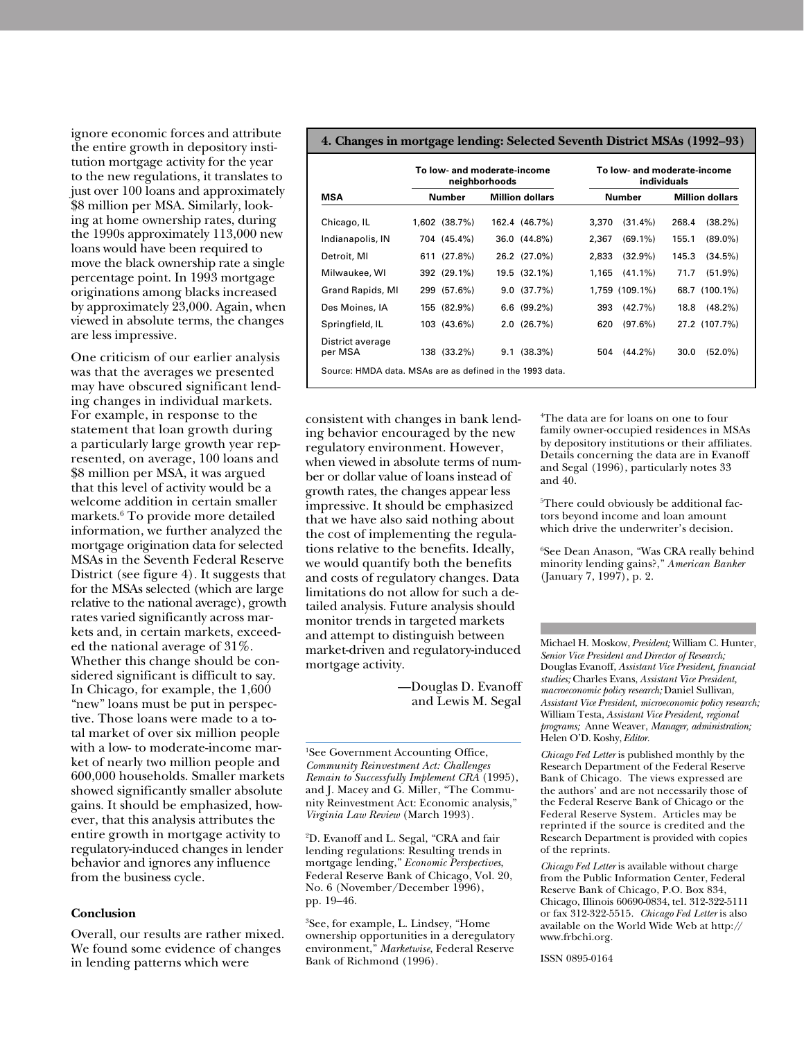ignore economic forces and attribute the entire growth in depository institution mortgage activity for the year to the new regulations, it translates to just over 100 loans and approximately $8 million per MSA. Similarly, looking at home ownership rates, during the 1990s approximately 113,000 new loans would have been required to move the black ownership rate a single percentage point. In 1993 mortgage originations among blacks increased by approximately 23,000. Again, when viewed in absolute terms, the changes are less impressive.

One criticism of our earlier analysis was that the averages we presented may have obscured significant lending changes in individual markets. For example, in response to the statement that loan growth during a particularly large growth year represented, on average, 100 loans and $8 million per MSA, it was argued that this level of activity would be a welcome addition in certain smaller markets.[6] To provide more detailed information, we further analyzed the mortgage origination data for selected MSAs in the Seventh Federal Reserve District (see figure 4). It suggests that for the MSAs selected (which are large relative to the national average), growth rates varied significantly across markets and, in certain markets, exceeded the national average of 31%. Whether this change should be considered significant is difficult to say. In Chicago, for example, the 1,600 "new" loans must be put in perspective. Those loans were made to a total market of over six million people with a low- to moderate-income market of nearly two million people and 600,000 households. Smaller markets showed significantly smaller absolute gains. It should be emphasized, however, that this analysis attributes the entire growth in mortgage activity to regulatory-induced changes in lender behavior and ignores any influence from the business cycle.

**4. Changes in mortgage lending: Selected Seventh District MSAs (1992–93)**

| MSA | To low- and moderate-income neighborhoods | | To low- and moderate-income individuals | |
|---|---|---|---|---|
| | Number | Million dollars | Number | Million dollars |
| Chicago, IL | 1,602 (38.7%) | 162.4 (46.7%) | 3,370 (31.4%) | 268.4 (38.2%) |
| Indianapolis, IN | 704 (45.4%) | 36.0 (44.8%) | 2,367 (69.1%) | 155.1 (89.0%) |
| Detroit, MI | 611 (27.8%) | 26.2 (27.0%) | 2,833 (32.9%) | 145.3 (34.5%) |
| Milwaukee, WI | 392 (29.1%) | 19.5 (32.1%) | 1,165 (41.1%) | 71.7 (51.9%) |
| Grand Rapids, MI | 299 (57.6%) | 9.0 (37.7%) | 1,759 (109.1%) | 68.7 (100.1%) |
| Des Moines, IA | 155 (82.9%) | 6.6 (99.2%) | 393 (42.7%) | 18.8 (48.2%) |
| Springfield, IL | 103 (43.6%) | 2.0 (26.7%) | 620 (97.6%) | 27.2 (107.7%) |
| District average per MSA | 138 (33.2%) | 9.1 (38.3%) | 504 (44.2%) | 30.0 (52.0%) |

Source: HMDA data. MSAs are as defined in the 1993 data.

### Conclusion

Overall, our results are rather mixed. We found some evidence of changes in lending patterns which were consistent with changes in bank lending behavior encouraged by the new regulatory environment. However, when viewed in absolute terms of number or dollar value of loans instead of growth rates, the changes appear less impressive. It should be emphasized that we have also said nothing about the cost of implementing the regulations relative to the benefits. Ideally, we would quantify both the benefits and costs of regulatory changes. Data limitations do not allow for such a detailed analysis. Future analysis should monitor trends in targeted markets and attempt to distinguish between market-driven and regulatory-induced mortgage activity.

—Douglas D. Evanoff and Lewis M. Segal

[1] See Government Accounting Office, *Community Reinvestment Act: Challenges Remain to Successfully Implement CRA* (1995), and J. Macey and G. Miller, "The Community Reinvestment Act: Economic analysis," *Virginia Law Review* (March 1993).

[2] D. Evanoff and L. Segal, "CRA and fair lending regulations: Resulting trends in mortgage lending," *Economic Perspectives*, Federal Reserve Bank of Chicago, Vol. 20, No. 6 (November/December 1996), pp. 19–46.

[3] See, for example, L. Lindsey, "Home ownership opportunities in a deregulatory environment," *Marketwise*, Federal Reserve Bank of Richmond (1996).

[4] The data are for loans on one to four family owner-occupied residences in MSAs by depository institutions or their affiliates. Details concerning the data are in Evanoff and Segal (1996), particularly notes 33 and 40.

[5] There could obviously be additional factors beyond income and loan amount which drive the underwriter's decision.

[6] See Dean Anason, "Was CRA really behind minority lending gains?," *American Banker* (January 7, 1997), p. 2.

Michael H. Moskow, *President;* William C. Hunter, *Senior Vice President and Director of Research;* Douglas Evanoff, *Assistant Vice President, financial studies;* Charles Evans, *Assistant Vice President, macroeconomic policy research;* Daniel Sullivan, *Assistant Vice President, microeconomic policy research;* William Testa, *Assistant Vice President, regional programs;* Anne Weaver, *Manager, administration;* Helen O'D. Koshy, *Editor.*

*Chicago Fed Letter* is published monthly by the Research Department of the Federal Reserve Bank of Chicago. The views expressed are the authors' and are not necessarily those of the Federal Reserve Bank of Chicago or the Federal Reserve System. Articles may be reprinted if the source is credited and the Research Department is provided with copies of the reprints.

*Chicago Fed Letter* is available without charge from the Public Information Center, Federal Reserve Bank of Chicago, P.O. Box 834, Chicago, Illinois 60690-0834, tel. 312-322-5111 or fax 312-322-5515. *Chicago Fed Letter* is also available on the World Wide Web at http://www.frbchi.org.

ISSN 0895-0164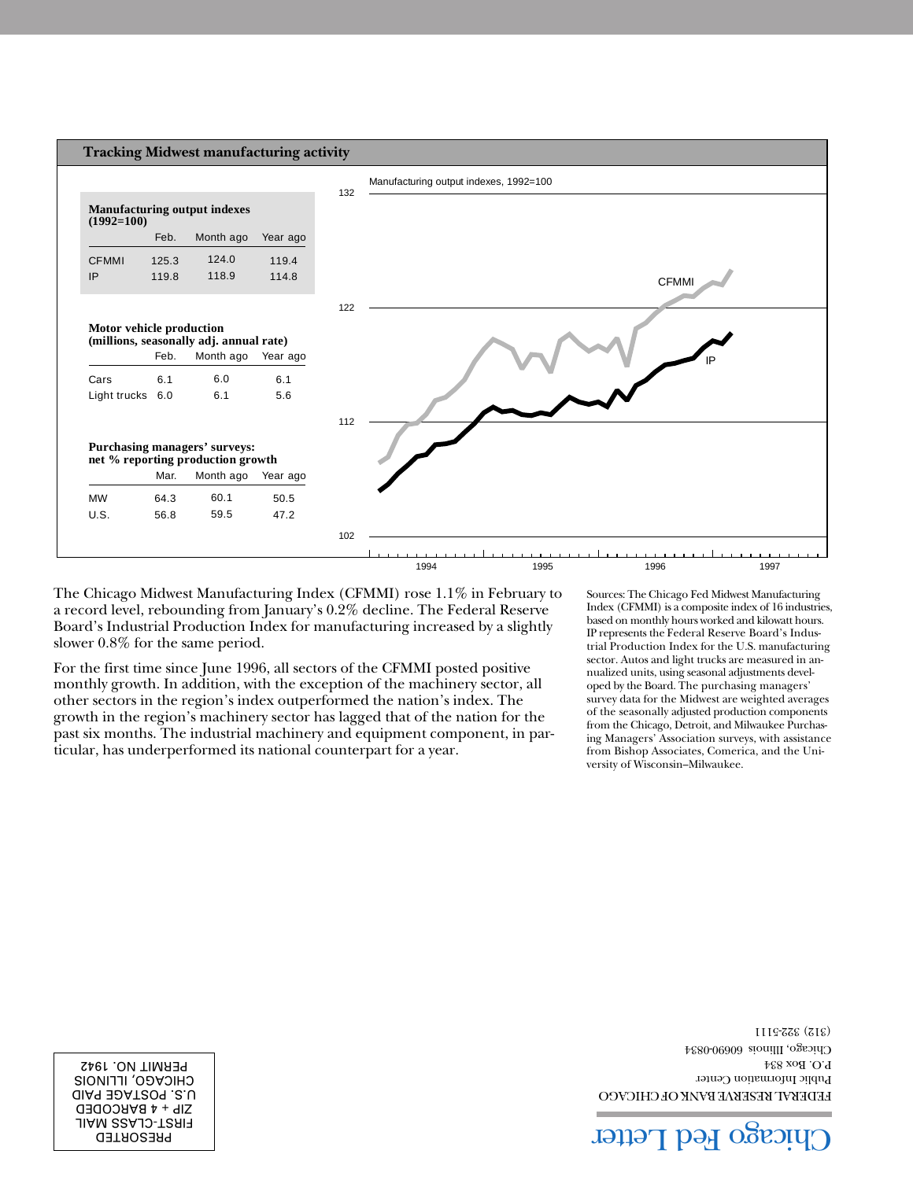## Tracking Midwest manufacturing activity

**Manufacturing output indexes (1992=100)**

| | Feb. | Month ago | Year ago |
|---|---|---|---|
| CFMMI | 125.3 | 124.0 | 119.4 |
| IP | 119.8 | 118.9 | 114.8 |

**Motor vehicle production (millions, seasonally adj. annual rate)**

| | Feb. | Month ago | Year ago |
|---|---|---|---|
| Cars | 6.1 | 6.0 | 6.1 |
| Light trucks | 6.0 | 6.1 | 5.6 |

**Purchasing managers' surveys: net % reporting production growth**

| | Mar. | Month ago | Year ago |
|---|---|---|---|
| MW | 64.3 | 60.1 | 50.5 |
| U.S. | 56.8 | 59.5 | 47.2 |

Manufacturing output indexes, 1992=100

132
122
112
102

CFMMI
IP

1994
1995
1996
1997

The Chicago Midwest Manufacturing Index (CFMMI) rose 1.1% in February to a record level, rebounding from January's 0.2% decline. The Federal Reserve Board's Industrial Production Index for manufacturing increased by a slightly slower 0.8% for the same period.

For the first time since June 1996, all sectors of the CFMMI posted positive monthly growth. In addition, with the exception of the machinery sector, all other sectors in the region's index outperformed the nation's index. The growth in the region's machinery sector has lagged that of the nation for the past six months. The industrial machinery and equipment component, in particular, has underperformed its national counterpart for a year.

Sources: The Chicago Fed Midwest Manufacturing Index (CFMMI) is a composite index of 16 industries, based on monthly hours worked and kilowatt hours. IP represents the Federal Reserve Board's Industrial Production Index for the U.S. manufacturing sector. Autos and light trucks are measured in annualized units, using seasonal adjustments developed by the Board. The purchasing managers' survey data for the Midwest are weighted averages of the seasonally adjusted production components from the Chicago, Detroit, and Milwaukee Purchasing Managers' Association surveys, with assistance from Bishop Associates, Comerica, and the University of Wisconsin–Milwaukee.

Chicago Fed Letter

FEDERAL RESERVE BANK OF CHICAGO
Public Information Center
P.O. Box 834
Chicago, Illinois 60690-0834
(312) 322-5111

PRESORTED
FIRST-CLASS MAIL
ZIP + 4 BARCODED
U.S. POSTAGE PAID
CHICAGO, ILLINOIS
PERMIT NO. 1942